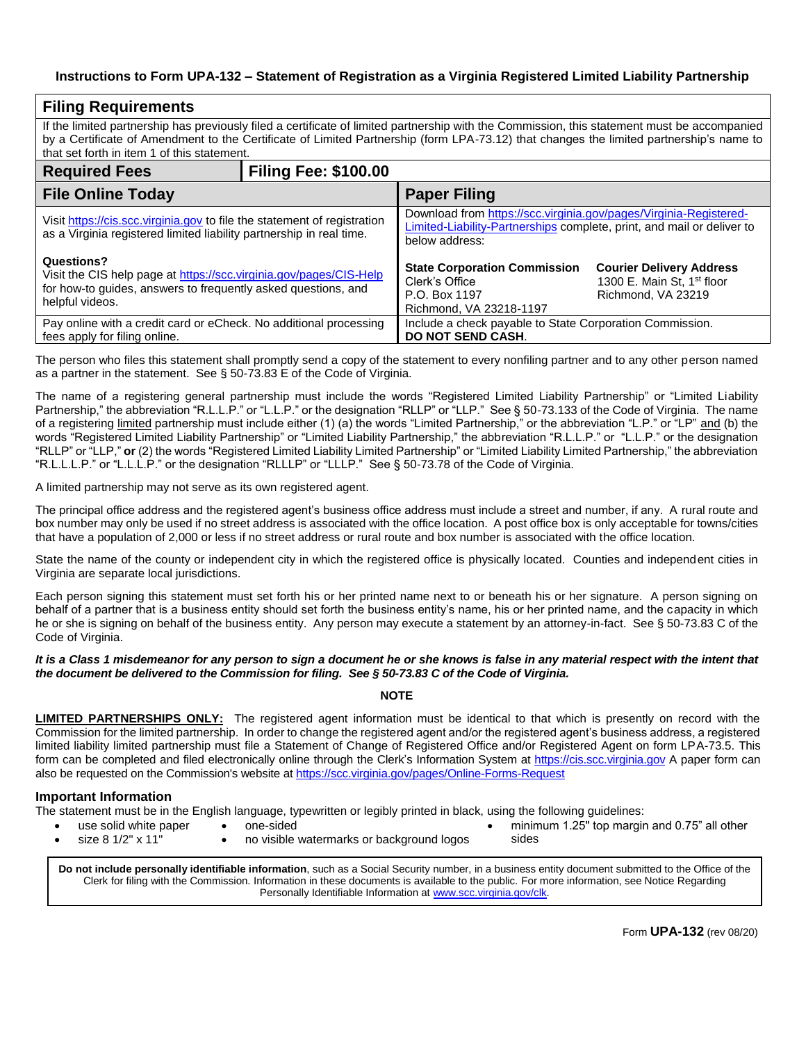# Instructions to Form UPA-132 – Statement of Registration as a Virginia Registered Limited Liability Partnership

## Filing Requirements

If the limited partnership has previously filed a certificate of limited partnership with the Commission, this statement must be accompanied by a Certificate of Amendment to the Certificate of Limited Partnership (form LPA-73.12) that changes the limited partnership's name to that set forth in item 1 of this statement.

| Required Fees | Filing Fee: $100.00 |
|---|---|

| File Online Today | Paper Filing |
|---|---|
| Visit https://cis.scc.virginia.gov to file the statement of registration as a Virginia registered limited liability partnership in real time.<br><br>**Questions?**<br>Visit the CIS help page at https://scc.virginia.gov/pages/CIS-Help for how-to guides, answers to frequently asked questions, and helpful videos. | Download from https://scc.virginia.gov/pages/Virginia-Registered-Limited-Liability-Partnerships complete, print, and mail or deliver to below address:<br><br>**State Corporation Commission**<br>Clerk's Office<br>P.O. Box 1197<br>Richmond, VA 23218-1197<br><br>**Courier Delivery Address**<br>1300 E. Main St, 1st floor<br>Richmond, VA 23219 |
| Pay online with a credit card or eCheck. No additional processing fees apply for filing online. | Include a check payable to State Corporation Commission. **DO NOT SEND CASH**. |

The person who files this statement shall promptly send a copy of the statement to every nonfiling partner and to any other person named as a partner in the statement. See § 50-73.83 E of the Code of Virginia.

The name of a registering general partnership must include the words "Registered Limited Liability Partnership" or "Limited Liability Partnership," the abbreviation "R.L.L.P." or "L.L.P." or the designation "RLLP" or "LLP." See § 50-73.133 of the Code of Virginia. The name of a registering limited partnership must include either (1) (a) the words "Limited Partnership," or the abbreviation "L.P." or "LP" and (b) the words "Registered Limited Liability Partnership" or "Limited Liability Partnership," the abbreviation "R.L.L.P." or "L.L.P." or the designation "RLLP" or "LLP," **or** (2) the words "Registered Limited Liability Limited Partnership" or "Limited Liability Limited Partnership," the abbreviation "R.L.L.L.P." or "L.L.L.P." or the designation "RLLLP" or "LLLP." See § 50-73.78 of the Code of Virginia.

A limited partnership may not serve as its own registered agent.

The principal office address and the registered agent's business office address must include a street and number, if any. A rural route and box number may only be used if no street address is associated with the office location. A post office box is only acceptable for towns/cities that have a population of 2,000 or less if no street address or rural route and box number is associated with the office location.

State the name of the county or independent city in which the registered office is physically located. Counties and independent cities in Virginia are separate local jurisdictions.

Each person signing this statement must set forth his or her printed name next to or beneath his or her signature. A person signing on behalf of a partner that is a business entity should set forth the business entity's name, his or her printed name, and the capacity in which he or she is signing on behalf of the business entity. Any person may execute a statement by an attorney-in-fact. See § 50-73.83 C of the Code of Virginia.

***It is a Class 1 misdemeanor for any person to sign a document he or she knows is false in any material respect with the intent that the document be delivered to the Commission for filing. See § 50-73.83 C of the Code of Virginia.***

**NOTE**

**LIMITED PARTNERSHIPS ONLY:** The registered agent information must be identical to that which is presently on record with the Commission for the limited partnership. In order to change the registered agent and/or the registered agent's business address, a registered limited liability limited partnership must file a Statement of Change of Registered Office and/or Registered Agent on form LPA-73.5. This form can be completed and filed electronically online through the Clerk's Information System at https://cis.scc.virginia.gov A paper form can also be requested on the Commission's website at https://scc.virginia.gov/pages/Online-Forms-Request

### Important Information

The statement must be in the English language, typewritten or legibly printed in black, using the following guidelines:

- use solid white paper
- size 8 1/2" x 11"
- one-sided
- no visible watermarks or background logos
- minimum 1.25" top margin and 0.75" all other sides

**Do not include personally identifiable information**, such as a Social Security number, in a business entity document submitted to the Office of the Clerk for filing with the Commission. Information in these documents is available to the public. For more information, see Notice Regarding Personally Identifiable Information at www.scc.virginia.gov/clk.

Form **UPA-132** (rev 08/20)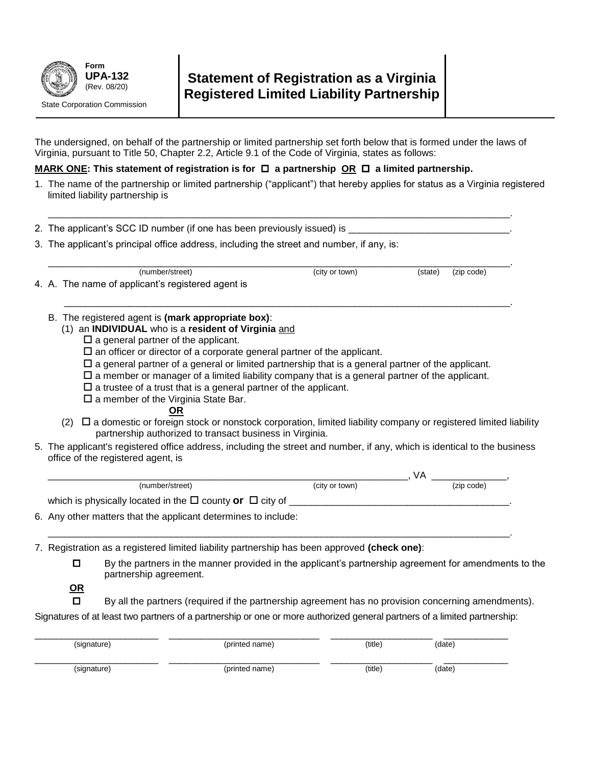Form **UPA-132**
(Rev. 08/20)

State Corporation Commission

# Statement of Registration as a Virginia Registered Limited Liability Partnership

The undersigned, on behalf of the partnership or limited partnership set forth below that is formed under the laws of Virginia, pursuant to Title 50, Chapter 2.2, Article 9.1 of the Code of Virginia, states as follows:

**MARK ONE: This statement of registration is for ☐ a partnership OR ☐ a limited partnership.**

1. The name of the partnership or limited partnership ("applicant") that hereby applies for status as a Virginia registered limited liability partnership is

   ______________________________________________________________________________.

2. The applicant's SCC ID number (if one has been previously issued) is ____________________________.

3. The applicant's principal office address, including the street and number, if any, is:

   ______________________________________________________________________________.
   (number/street) (city or town) (state) (zip code)

4. A. The name of applicant's registered agent is

   ______________________________________________________________________________.

   B. The registered agent is **(mark appropriate box)**:

   (1) an **INDIVIDUAL** who is a **resident of Virginia** and
   - ☐ a general partner of the applicant.
   - ☐ an officer or director of a corporate general partner of the applicant.
   - ☐ a general partner of a general or limited partnership that is a general partner of the applicant.
   - ☐ a member or manager of a limited liability company that is a general partner of the applicant.
   - ☐ a trustee of a trust that is a general partner of the applicant.
   - ☐ a member of the Virginia State Bar.

   **OR**

   (2) ☐ a domestic or foreign stock or nonstock corporation, limited liability company or registered limited liability partnership authorized to transact business in Virginia.

5. The applicant's registered office address, including the street and number, if any, which is identical to the business office of the registered agent, is

   ______________________________________________________________, VA _____________,
   (number/street) (city or town) (zip code)

   which is physically located in the ☐ county **or** ☐ city of _____________________________________.

6. Any other matters that the applicant determines to include:

   ______________________________________________________________________________.

7. Registration as a registered limited liability partnership has been approved **(check one)**:

   ☐ By the partners in the manner provided in the applicant's partnership agreement for amendments to the partnership agreement.

   **OR**

   ☐ By all the partners (required if the partnership agreement has no provision concerning amendments).

Signatures of at least two partners of a partnership or one or more authorized general partners of a limited partnership:

| | | | |
|---|---|---|---|
| ____________________ | ________________________ | ________________ | __________ |
| (signature) | (printed name) | (title) | (date) |
| ____________________ | ________________________ | ________________ | __________ |
| (signature) | (printed name) | (title) | (date) |